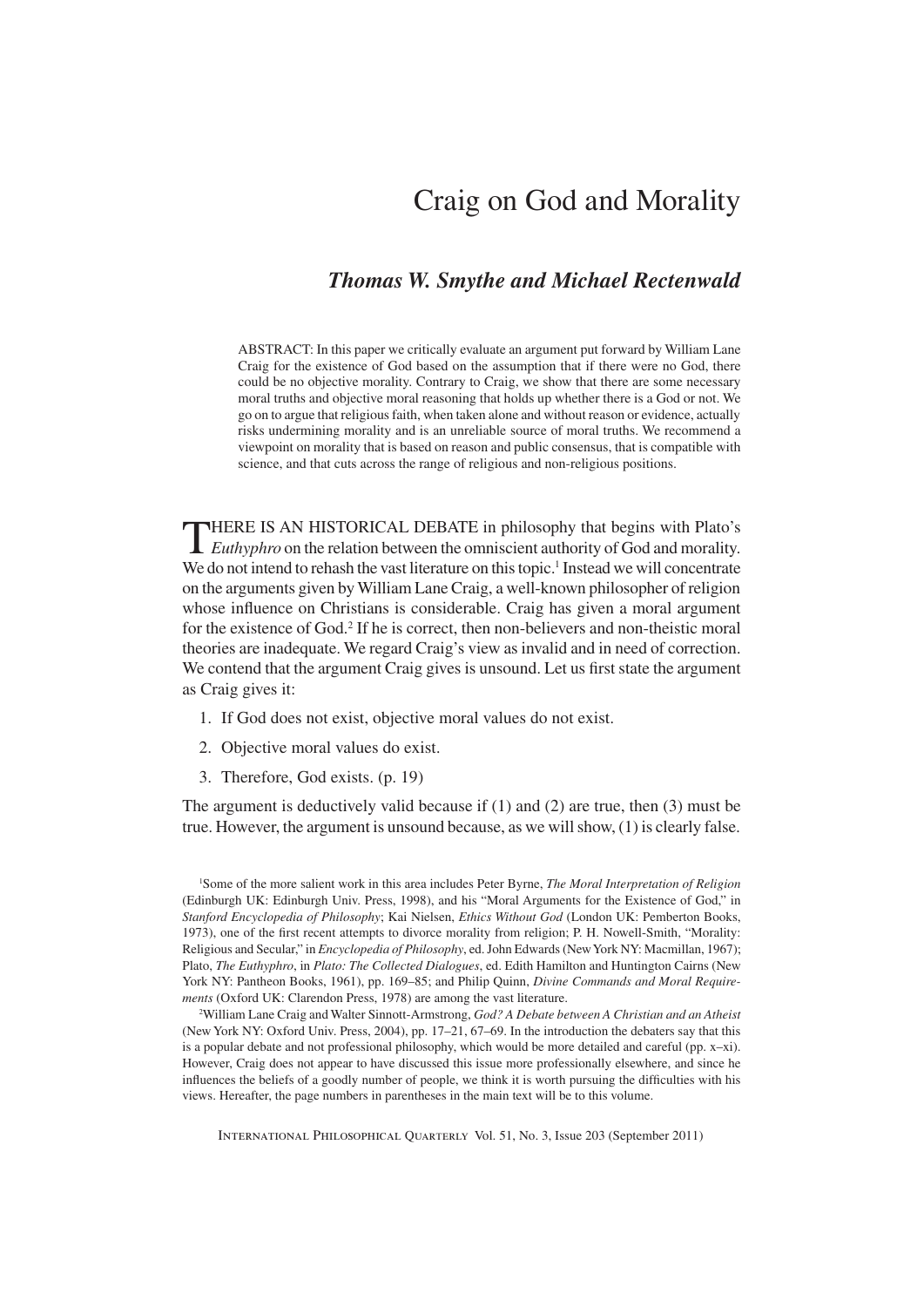# Craig on God and Morality

***Thomas W. Smythe and Michael Rectenwald***

ABSTRACT: In this paper we critically evaluate an argument put forward by William Lane Craig for the existence of God based on the assumption that if there were no God, there could be no objective morality. Contrary to Craig, we show that there are some necessary moral truths and objective moral reasoning that holds up whether there is a God or not. We go on to argue that religious faith, when taken alone and without reason or evidence, actually risks undermining morality and is an unreliable source of moral truths. We recommend a viewpoint on morality that is based on reason and public consensus, that is compatible with science, and that cuts across the range of religious and non-religious positions.

THERE IS AN HISTORICAL DEBATE in philosophy that begins with Plato's *Euthyphro* on the relation between the omniscient authority of God and morality. We do not intend to rehash the vast literature on this topic.[1] Instead we will concentrate on the arguments given by William Lane Craig, a well-known philosopher of religion whose influence on Christians is considerable. Craig has given a moral argument for the existence of God.[2] If he is correct, then non-believers and non-theistic moral theories are inadequate. We regard Craig's view as invalid and in need of correction. We contend that the argument Craig gives is unsound. Let us first state the argument as Craig gives it:

1. If God does not exist, objective moral values do not exist.
2. Objective moral values do exist.
3. Therefore, God exists. (p. 19)

The argument is deductively valid because if (1) and (2) are true, then (3) must be true. However, the argument is unsound because, as we will show, (1) is clearly false.

[1] Some of the more salient work in this area includes Peter Byrne, *The Moral Interpretation of Religion* (Edinburgh UK: Edinburgh Univ. Press, 1998), and his "Moral Arguments for the Existence of God," in *Stanford Encyclopedia of Philosophy*; Kai Nielsen, *Ethics Without God* (London UK: Pemberton Books, 1973), one of the first recent attempts to divorce morality from religion; P. H. Nowell-Smith, "Morality: Religious and Secular," in *Encyclopedia of Philosophy*, ed. John Edwards (New York NY: Macmillan, 1967); Plato, *The Euthyphro*, in *Plato: The Collected Dialogues*, ed. Edith Hamilton and Huntington Cairns (New York NY: Pantheon Books, 1961), pp. 169–85; and Philip Quinn, *Divine Commands and Moral Requirements* (Oxford UK: Clarendon Press, 1978) are among the vast literature.

[2] William Lane Craig and Walter Sinnott-Armstrong, *God? A Debate between A Christian and an Atheist* (New York NY: Oxford Univ. Press, 2004), pp. 17–21, 67–69. In the introduction the debaters say that this is a popular debate and not professional philosophy, which would be more detailed and careful (pp. x–xi). However, Craig does not appear to have discussed this issue more professionally elsewhere, and since he influences the beliefs of a goodly number of people, we think it is worth pursuing the difficulties with his views. Hereafter, the page numbers in parentheses in the main text will be to this volume.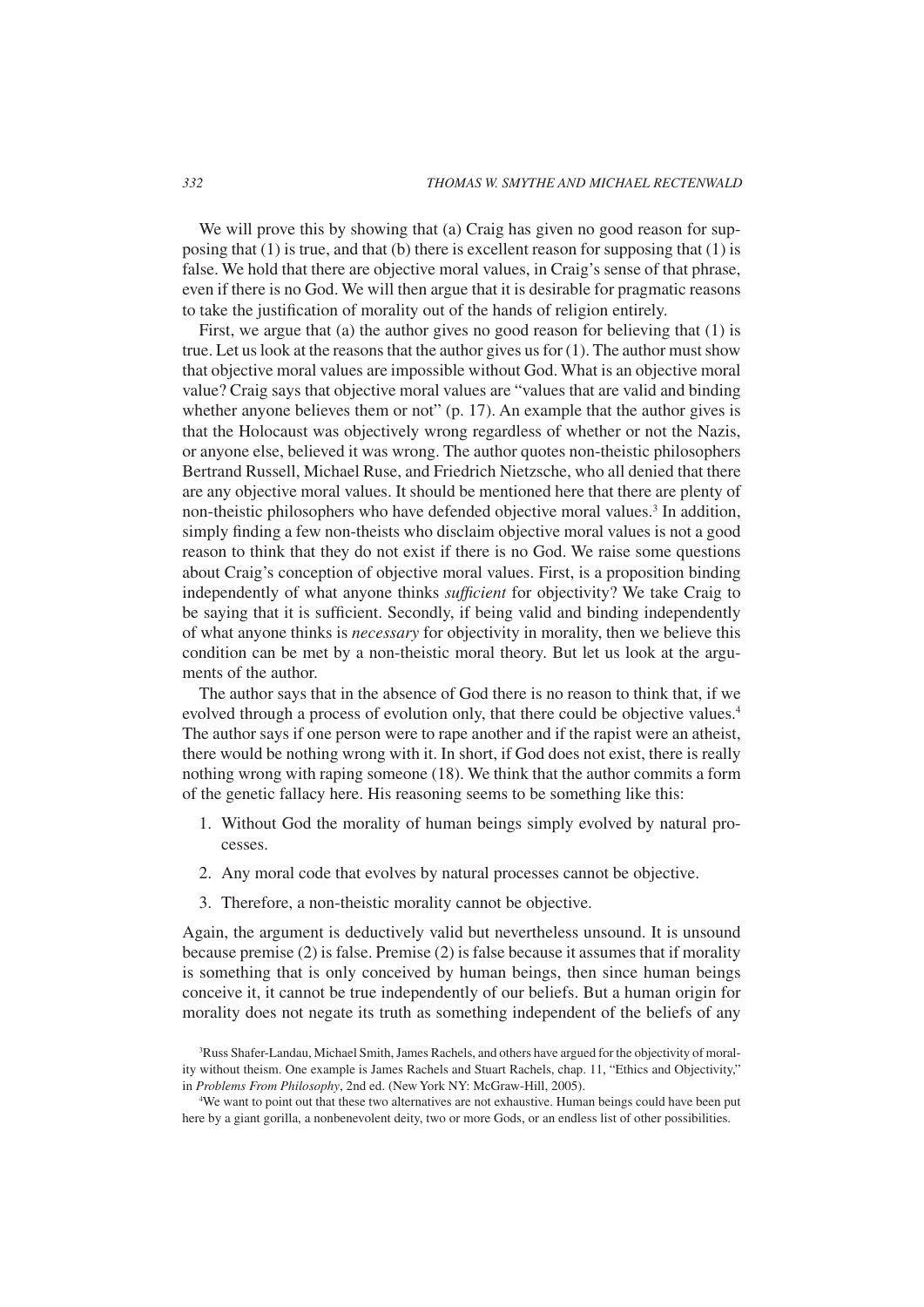We will prove this by showing that (a) Craig has given no good reason for supposing that (1) is true, and that (b) there is excellent reason for supposing that (1) is false. We hold that there are objective moral values, in Craig's sense of that phrase, even if there is no God. We will then argue that it is desirable for pragmatic reasons to take the justification of morality out of the hands of religion entirely.

First, we argue that (a) the author gives no good reason for believing that (1) is true. Let us look at the reasons that the author gives us for (1). The author must show that objective moral values are impossible without God. What is an objective moral value? Craig says that objective moral values are "values that are valid and binding whether anyone believes them or not" (p. 17). An example that the author gives is that the Holocaust was objectively wrong regardless of whether or not the Nazis, or anyone else, believed it was wrong. The author quotes non-theistic philosophers Bertrand Russell, Michael Ruse, and Friedrich Nietzsche, who all denied that there are any objective moral values. It should be mentioned here that there are plenty of non-theistic philosophers who have defended objective moral values.[3] In addition, simply finding a few non-theists who disclaim objective moral values is not a good reason to think that they do not exist if there is no God. We raise some questions about Craig's conception of objective moral values. First, is a proposition binding independently of what anyone thinks *sufficient* for objectivity? We take Craig to be saying that it is sufficient. Secondly, if being valid and binding independently of what anyone thinks is *necessary* for objectivity in morality, then we believe this condition can be met by a non-theistic moral theory. But let us look at the arguments of the author.

The author says that in the absence of God there is no reason to think that, if we evolved through a process of evolution only, that there could be objective values.[4] The author says if one person were to rape another and if the rapist were an atheist, there would be nothing wrong with it. In short, if God does not exist, there is really nothing wrong with raping someone (18). We think that the author commits a form of the genetic fallacy here. His reasoning seems to be something like this:

1. Without God the morality of human beings simply evolved by natural processes.
2. Any moral code that evolves by natural processes cannot be objective.
3. Therefore, a non-theistic morality cannot be objective.

Again, the argument is deductively valid but nevertheless unsound. It is unsound because premise (2) is false. Premise (2) is false because it assumes that if morality is something that is only conceived by human beings, then since human beings conceive it, it cannot be true independently of our beliefs. But a human origin for morality does not negate its truth as something independent of the beliefs of any

[3] Russ Shafer-Landau, Michael Smith, James Rachels, and others have argued for the objectivity of morality without theism. One example is James Rachels and Stuart Rachels, chap. 11, "Ethics and Objectivity," in *Problems From Philosophy*, 2nd ed. (New York NY: McGraw-Hill, 2005).

[4] We want to point out that these two alternatives are not exhaustive. Human beings could have been put here by a giant gorilla, a nonbenevolent deity, two or more Gods, or an endless list of other possibilities.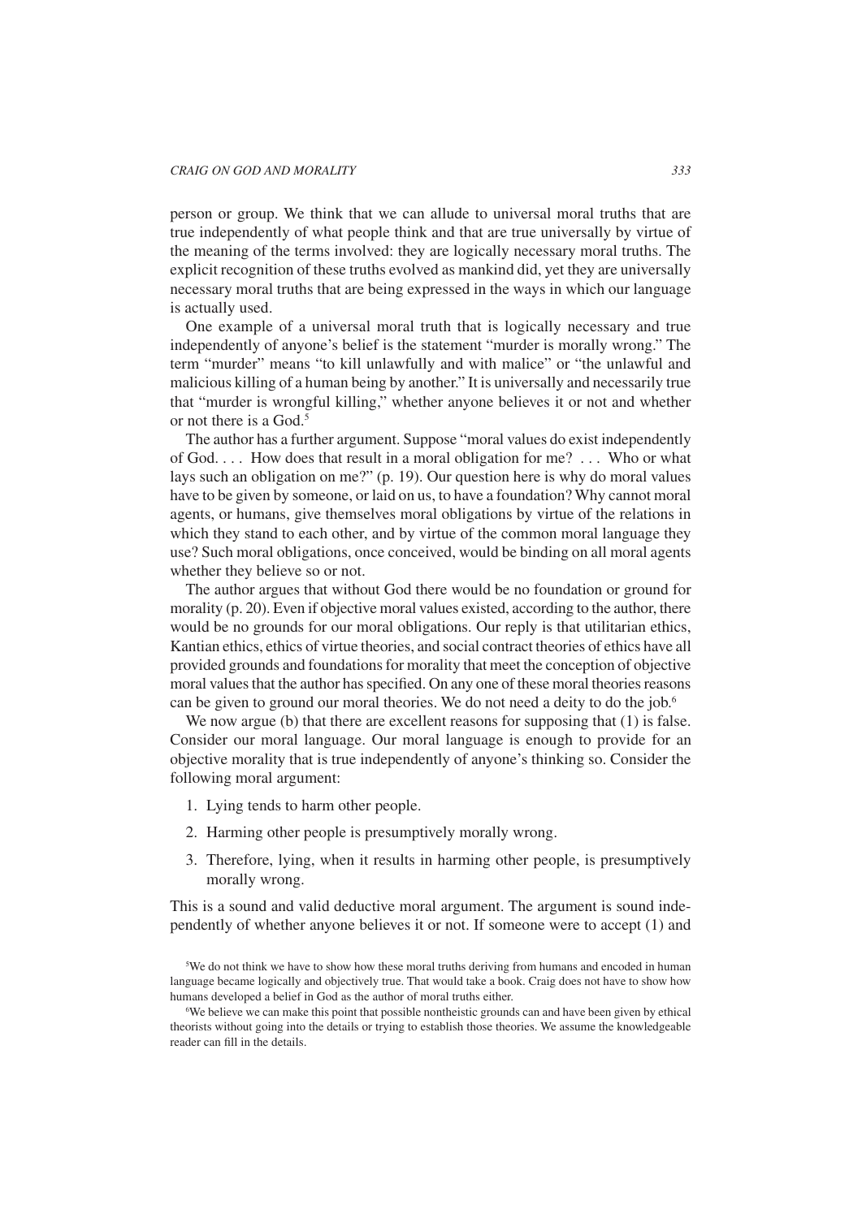person or group. We think that we can allude to universal moral truths that are true independently of what people think and that are true universally by virtue of the meaning of the terms involved: they are logically necessary moral truths. The explicit recognition of these truths evolved as mankind did, yet they are universally necessary moral truths that are being expressed in the ways in which our language is actually used.

One example of a universal moral truth that is logically necessary and true independently of anyone's belief is the statement "murder is morally wrong." The term "murder" means "to kill unlawfully and with malice" or "the unlawful and malicious killing of a human being by another." It is universally and necessarily true that "murder is wrongful killing," whether anyone believes it or not and whether or not there is a God.[5]

The author has a further argument. Suppose "moral values do exist independently of God. . . . How does that result in a moral obligation for me? . . . Who or what lays such an obligation on me?" (p. 19). Our question here is why do moral values have to be given by someone, or laid on us, to have a foundation? Why cannot moral agents, or humans, give themselves moral obligations by virtue of the relations in which they stand to each other, and by virtue of the common moral language they use? Such moral obligations, once conceived, would be binding on all moral agents whether they believe so or not.

The author argues that without God there would be no foundation or ground for morality (p. 20). Even if objective moral values existed, according to the author, there would be no grounds for our moral obligations. Our reply is that utilitarian ethics, Kantian ethics, ethics of virtue theories, and social contract theories of ethics have all provided grounds and foundations for morality that meet the conception of objective moral values that the author has specified. On any one of these moral theories reasons can be given to ground our moral theories. We do not need a deity to do the job.[6]

We now argue (b) that there are excellent reasons for supposing that (1) is false. Consider our moral language. Our moral language is enough to provide for an objective morality that is true independently of anyone's thinking so. Consider the following moral argument:

1. Lying tends to harm other people.
2. Harming other people is presumptively morally wrong.
3. Therefore, lying, when it results in harming other people, is presumptively morally wrong.

This is a sound and valid deductive moral argument. The argument is sound independently of whether anyone believes it or not. If someone were to accept (1) and

[5] We do not think we have to show how these moral truths deriving from humans and encoded in human language became logically and objectively true. That would take a book. Craig does not have to show how humans developed a belief in God as the author of moral truths either.

[6] We believe we can make this point that possible nontheistic grounds can and have been given by ethical theorists without going into the details or trying to establish those theories. We assume the knowledgeable reader can fill in the details.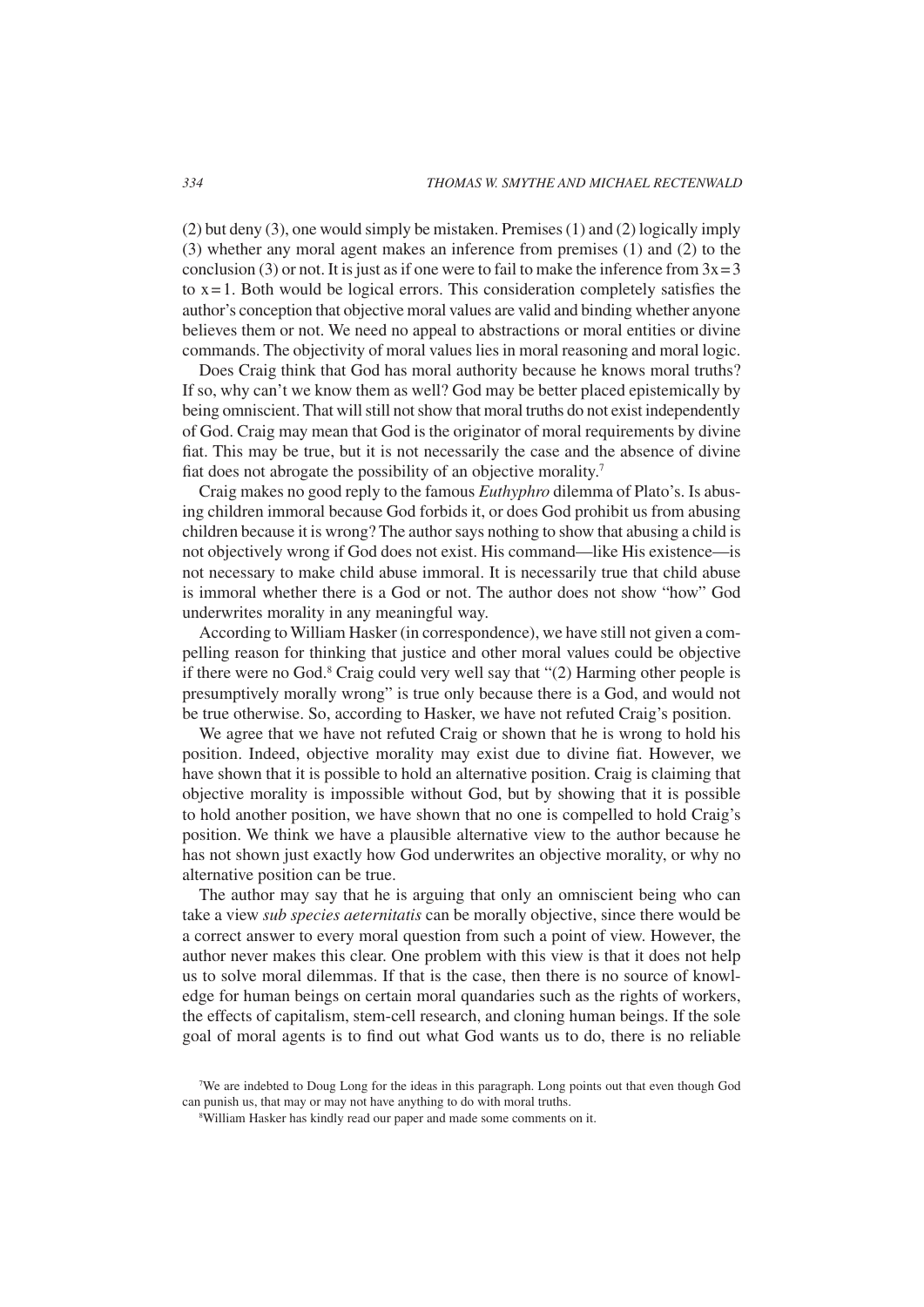(2) but deny (3), one would simply be mistaken. Premises (1) and (2) logically imply (3) whether any moral agent makes an inference from premises (1) and (2) to the conclusion (3) or not. It is just as if one were to fail to make the inference from $3x = 3$ to $x = 1$. Both would be logical errors. This consideration completely satisfies the author's conception that objective moral values are valid and binding whether anyone believes them or not. We need no appeal to abstractions or moral entities or divine commands. The objectivity of moral values lies in moral reasoning and moral logic.

Does Craig think that God has moral authority because he knows moral truths? If so, why can't we know them as well? God may be better placed epistemically by being omniscient. That will still not show that moral truths do not exist independently of God. Craig may mean that God is the originator of moral requirements by divine fiat. This may be true, but it is not necessarily the case and the absence of divine fiat does not abrogate the possibility of an objective morality.[7]

Craig makes no good reply to the famous *Euthyphro* dilemma of Plato's. Is abusing children immoral because God forbids it, or does God prohibit us from abusing children because it is wrong? The author says nothing to show that abusing a child is not objectively wrong if God does not exist. His command—like His existence—is not necessary to make child abuse immoral. It is necessarily true that child abuse is immoral whether there is a God or not. The author does not show "how" God underwrites morality in any meaningful way.

According to William Hasker (in correspondence), we have still not given a compelling reason for thinking that justice and other moral values could be objective if there were no God.[8] Craig could very well say that "(2) Harming other people is presumptively morally wrong" is true only because there is a God, and would not be true otherwise. So, according to Hasker, we have not refuted Craig's position.

We agree that we have not refuted Craig or shown that he is wrong to hold his position. Indeed, objective morality may exist due to divine fiat. However, we have shown that it is possible to hold an alternative position. Craig is claiming that objective morality is impossible without God, but by showing that it is possible to hold another position, we have shown that no one is compelled to hold Craig's position. We think we have a plausible alternative view to the author because he has not shown just exactly how God underwrites an objective morality, or why no alternative position can be true.

The author may say that he is arguing that only an omniscient being who can take a view *sub species aeternitatis* can be morally objective, since there would be a correct answer to every moral question from such a point of view. However, the author never makes this clear. One problem with this view is that it does not help us to solve moral dilemmas. If that is the case, then there is no source of knowledge for human beings on certain moral quandaries such as the rights of workers, the effects of capitalism, stem-cell research, and cloning human beings. If the sole goal of moral agents is to find out what God wants us to do, there is no reliable

[7] We are indebted to Doug Long for the ideas in this paragraph. Long points out that even though God can punish us, that may or may not have anything to do with moral truths.

[8] William Hasker has kindly read our paper and made some comments on it.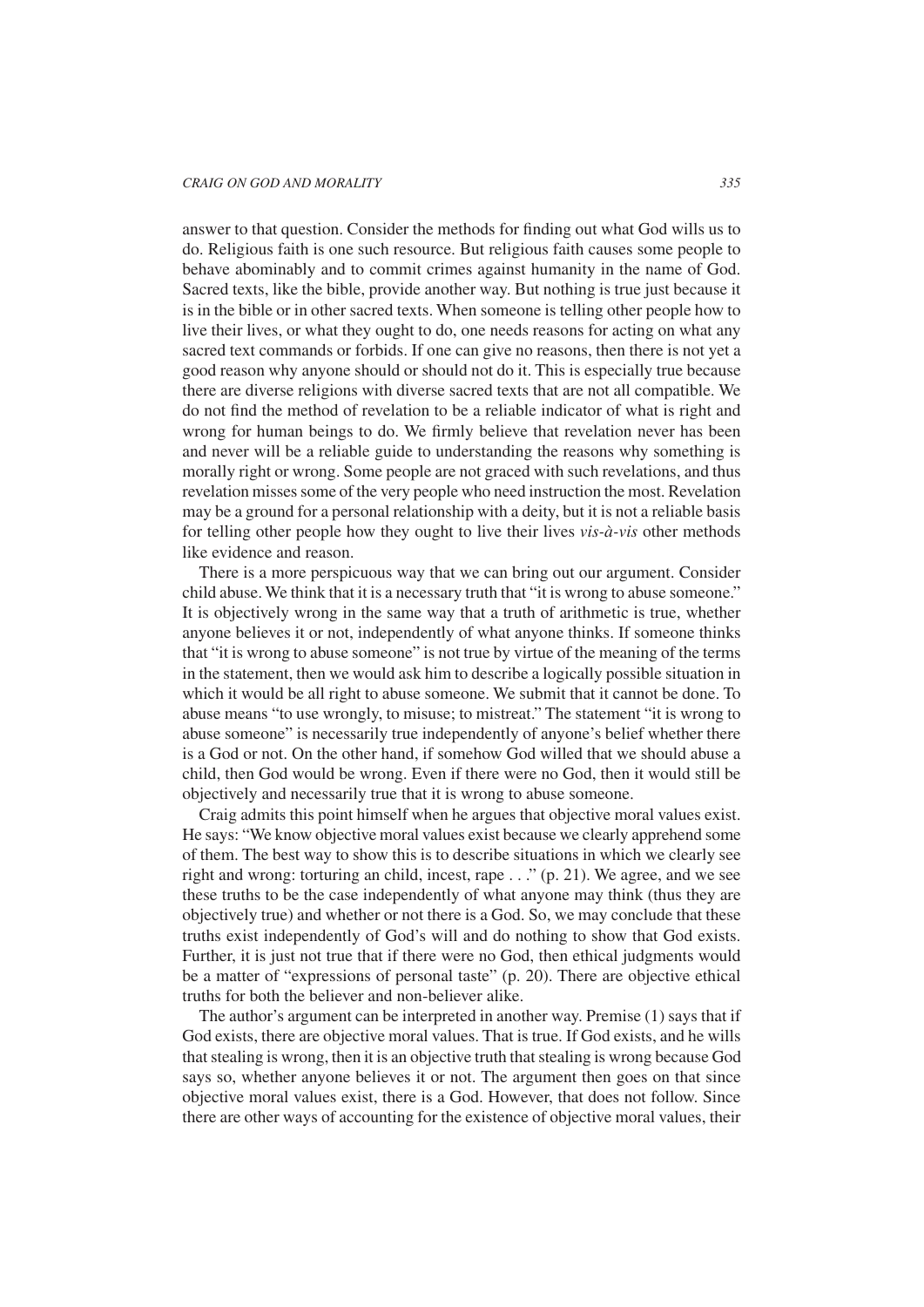answer to that question. Consider the methods for finding out what God wills us to do. Religious faith is one such resource. But religious faith causes some people to behave abominably and to commit crimes against humanity in the name of God. Sacred texts, like the bible, provide another way. But nothing is true just because it is in the bible or in other sacred texts. When someone is telling other people how to live their lives, or what they ought to do, one needs reasons for acting on what any sacred text commands or forbids. If one can give no reasons, then there is not yet a good reason why anyone should or should not do it. This is especially true because there are diverse religions with diverse sacred texts that are not all compatible. We do not find the method of revelation to be a reliable indicator of what is right and wrong for human beings to do. We firmly believe that revelation never has been and never will be a reliable guide to understanding the reasons why something is morally right or wrong. Some people are not graced with such revelations, and thus revelation misses some of the very people who need instruction the most. Revelation may be a ground for a personal relationship with a deity, but it is not a reliable basis for telling other people how they ought to live their lives *vis-à-vis* other methods like evidence and reason.

There is a more perspicuous way that we can bring out our argument. Consider child abuse. We think that it is a necessary truth that "it is wrong to abuse someone." It is objectively wrong in the same way that a truth of arithmetic is true, whether anyone believes it or not, independently of what anyone thinks. If someone thinks that "it is wrong to abuse someone" is not true by virtue of the meaning of the terms in the statement, then we would ask him to describe a logically possible situation in which it would be all right to abuse someone. We submit that it cannot be done. To abuse means "to use wrongly, to misuse; to mistreat." The statement "it is wrong to abuse someone" is necessarily true independently of anyone's belief whether there is a God or not. On the other hand, if somehow God willed that we should abuse a child, then God would be wrong. Even if there were no God, then it would still be objectively and necessarily true that it is wrong to abuse someone.

Craig admits this point himself when he argues that objective moral values exist. He says: "We know objective moral values exist because we clearly apprehend some of them. The best way to show this is to describe situations in which we clearly see right and wrong: torturing an child, incest, rape . . ." (p. 21). We agree, and we see these truths to be the case independently of what anyone may think (thus they are objectively true) and whether or not there is a God. So, we may conclude that these truths exist independently of God's will and do nothing to show that God exists. Further, it is just not true that if there were no God, then ethical judgments would be a matter of "expressions of personal taste" (p. 20). There are objective ethical truths for both the believer and non-believer alike.

The author's argument can be interpreted in another way. Premise (1) says that if God exists, there are objective moral values. That is true. If God exists, and he wills that stealing is wrong, then it is an objective truth that stealing is wrong because God says so, whether anyone believes it or not. The argument then goes on that since objective moral values exist, there is a God. However, that does not follow. Since there are other ways of accounting for the existence of objective moral values, their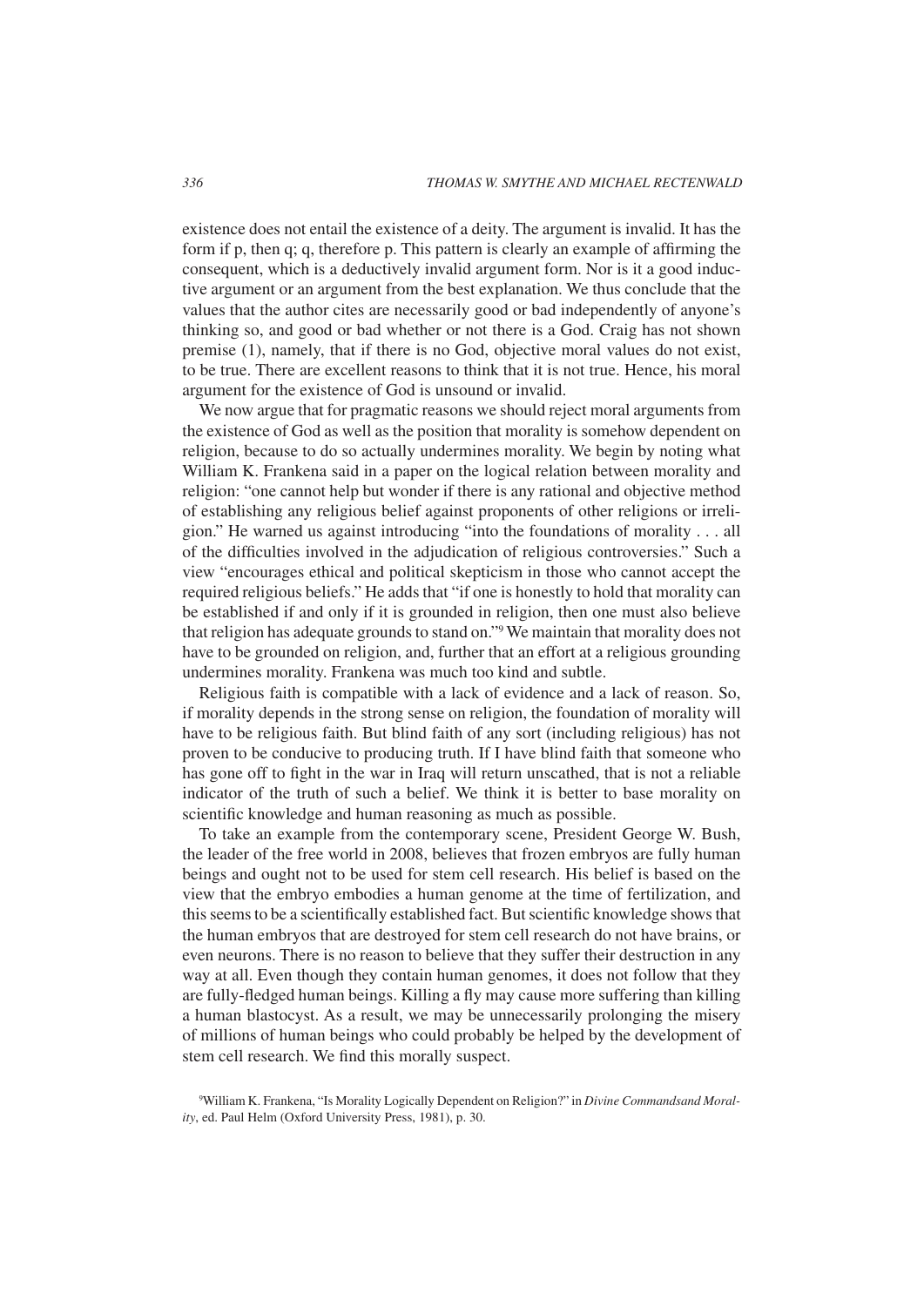existence does not entail the existence of a deity. The argument is invalid. It has the form if p, then q; q, therefore p. This pattern is clearly an example of affirming the consequent, which is a deductively invalid argument form. Nor is it a good inductive argument or an argument from the best explanation. We thus conclude that the values that the author cites are necessarily good or bad independently of anyone's thinking so, and good or bad whether or not there is a God. Craig has not shown premise (1), namely, that if there is no God, objective moral values do not exist, to be true. There are excellent reasons to think that it is not true. Hence, his moral argument for the existence of God is unsound or invalid.

We now argue that for pragmatic reasons we should reject moral arguments from the existence of God as well as the position that morality is somehow dependent on religion, because to do so actually undermines morality. We begin by noting what William K. Frankena said in a paper on the logical relation between morality and religion: "one cannot help but wonder if there is any rational and objective method of establishing any religious belief against proponents of other religions or irreligion." He warned us against introducing "into the foundations of morality . . . all of the difficulties involved in the adjudication of religious controversies." Such a view "encourages ethical and political skepticism in those who cannot accept the required religious beliefs." He adds that "if one is honestly to hold that morality can be established if and only if it is grounded in religion, then one must also believe that religion has adequate grounds to stand on."[9] We maintain that morality does not have to be grounded on religion, and, further that an effort at a religious grounding undermines morality. Frankena was much too kind and subtle.

Religious faith is compatible with a lack of evidence and a lack of reason. So, if morality depends in the strong sense on religion, the foundation of morality will have to be religious faith. But blind faith of any sort (including religious) has not proven to be conducive to producing truth. If I have blind faith that someone who has gone off to fight in the war in Iraq will return unscathed, that is not a reliable indicator of the truth of such a belief. We think it is better to base morality on scientific knowledge and human reasoning as much as possible.

To take an example from the contemporary scene, President George W. Bush, the leader of the free world in 2008, believes that frozen embryos are fully human beings and ought not to be used for stem cell research. His belief is based on the view that the embryo embodies a human genome at the time of fertilization, and this seems to be a scientifically established fact. But scientific knowledge shows that the human embryos that are destroyed for stem cell research do not have brains, or even neurons. There is no reason to believe that they suffer their destruction in any way at all. Even though they contain human genomes, it does not follow that they are fully-fledged human beings. Killing a fly may cause more suffering than killing a human blastocyst. As a result, we may be unnecessarily prolonging the misery of millions of human beings who could probably be helped by the development of stem cell research. We find this morally suspect.

[9] William K. Frankena, "Is Morality Logically Dependent on Religion?" in *Divine Commandsand Morality*, ed. Paul Helm (Oxford University Press, 1981), p. 30.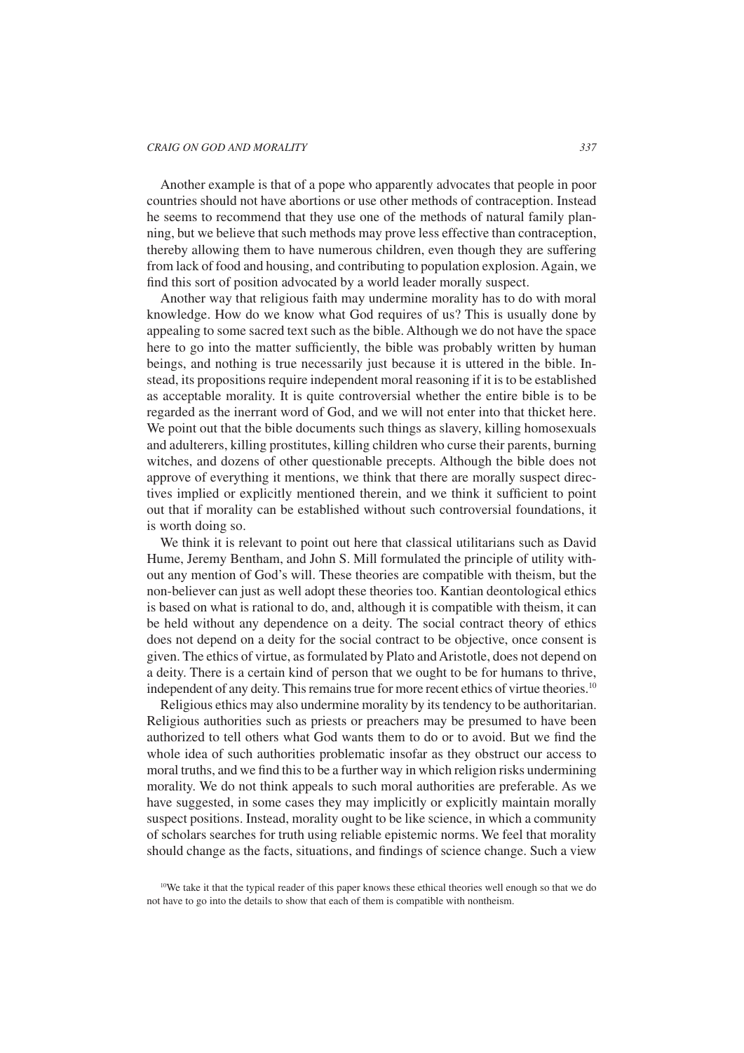Another example is that of a pope who apparently advocates that people in poor countries should not have abortions or use other methods of contraception. Instead he seems to recommend that they use one of the methods of natural family planning, but we believe that such methods may prove less effective than contraception, thereby allowing them to have numerous children, even though they are suffering from lack of food and housing, and contributing to population explosion. Again, we find this sort of position advocated by a world leader morally suspect.

Another way that religious faith may undermine morality has to do with moral knowledge. How do we know what God requires of us? This is usually done by appealing to some sacred text such as the bible. Although we do not have the space here to go into the matter sufficiently, the bible was probably written by human beings, and nothing is true necessarily just because it is uttered in the bible. Instead, its propositions require independent moral reasoning if it is to be established as acceptable morality. It is quite controversial whether the entire bible is to be regarded as the inerrant word of God, and we will not enter into that thicket here. We point out that the bible documents such things as slavery, killing homosexuals and adulterers, killing prostitutes, killing children who curse their parents, burning witches, and dozens of other questionable precepts. Although the bible does not approve of everything it mentions, we think that there are morally suspect directives implied or explicitly mentioned therein, and we think it sufficient to point out that if morality can be established without such controversial foundations, it is worth doing so.

We think it is relevant to point out here that classical utilitarians such as David Hume, Jeremy Bentham, and John S. Mill formulated the principle of utility without any mention of God's will. These theories are compatible with theism, but the non-believer can just as well adopt these theories too. Kantian deontological ethics is based on what is rational to do, and, although it is compatible with theism, it can be held without any dependence on a deity. The social contract theory of ethics does not depend on a deity for the social contract to be objective, once consent is given. The ethics of virtue, as formulated by Plato and Aristotle, does not depend on a deity. There is a certain kind of person that we ought to be for humans to thrive, independent of any deity. This remains true for more recent ethics of virtue theories.[10]

Religious ethics may also undermine morality by its tendency to be authoritarian. Religious authorities such as priests or preachers may be presumed to have been authorized to tell others what God wants them to do or to avoid. But we find the whole idea of such authorities problematic insofar as they obstruct our access to moral truths, and we find this to be a further way in which religion risks undermining morality. We do not think appeals to such moral authorities are preferable. As we have suggested, in some cases they may implicitly or explicitly maintain morally suspect positions. Instead, morality ought to be like science, in which a community of scholars searches for truth using reliable epistemic norms. We feel that morality should change as the facts, situations, and findings of science change. Such a view

[10] We take it that the typical reader of this paper knows these ethical theories well enough so that we do not have to go into the details to show that each of them is compatible with nontheism.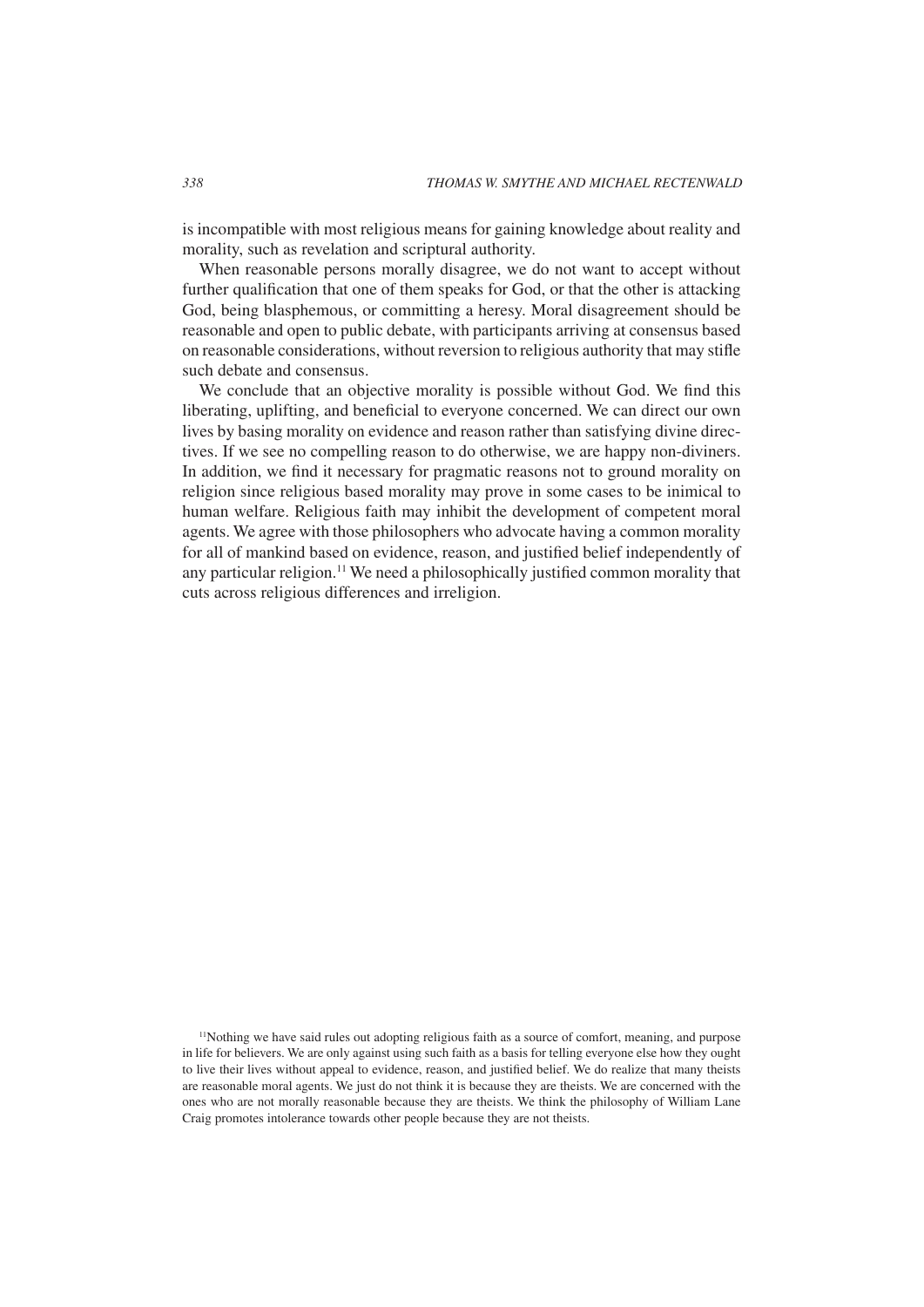is incompatible with most religious means for gaining knowledge about reality and morality, such as revelation and scriptural authority.

When reasonable persons morally disagree, we do not want to accept without further qualification that one of them speaks for God, or that the other is attacking God, being blasphemous, or committing a heresy. Moral disagreement should be reasonable and open to public debate, with participants arriving at consensus based on reasonable considerations, without reversion to religious authority that may stifle such debate and consensus.

We conclude that an objective morality is possible without God. We find this liberating, uplifting, and beneficial to everyone concerned. We can direct our own lives by basing morality on evidence and reason rather than satisfying divine directives. If we see no compelling reason to do otherwise, we are happy non-diviners. In addition, we find it necessary for pragmatic reasons not to ground morality on religion since religious based morality may prove in some cases to be inimical to human welfare. Religious faith may inhibit the development of competent moral agents. We agree with those philosophers who advocate having a common morality for all of mankind based on evidence, reason, and justified belief independently of any particular religion.[11] We need a philosophically justified common morality that cuts across religious differences and irreligion.

[11]Nothing we have said rules out adopting religious faith as a source of comfort, meaning, and purpose in life for believers. We are only against using such faith as a basis for telling everyone else how they ought to live their lives without appeal to evidence, reason, and justified belief. We do realize that many theists are reasonable moral agents. We just do not think it is because they are theists. We are concerned with the ones who are not morally reasonable because they are theists. We think the philosophy of William Lane Craig promotes intolerance towards other people because they are not theists.